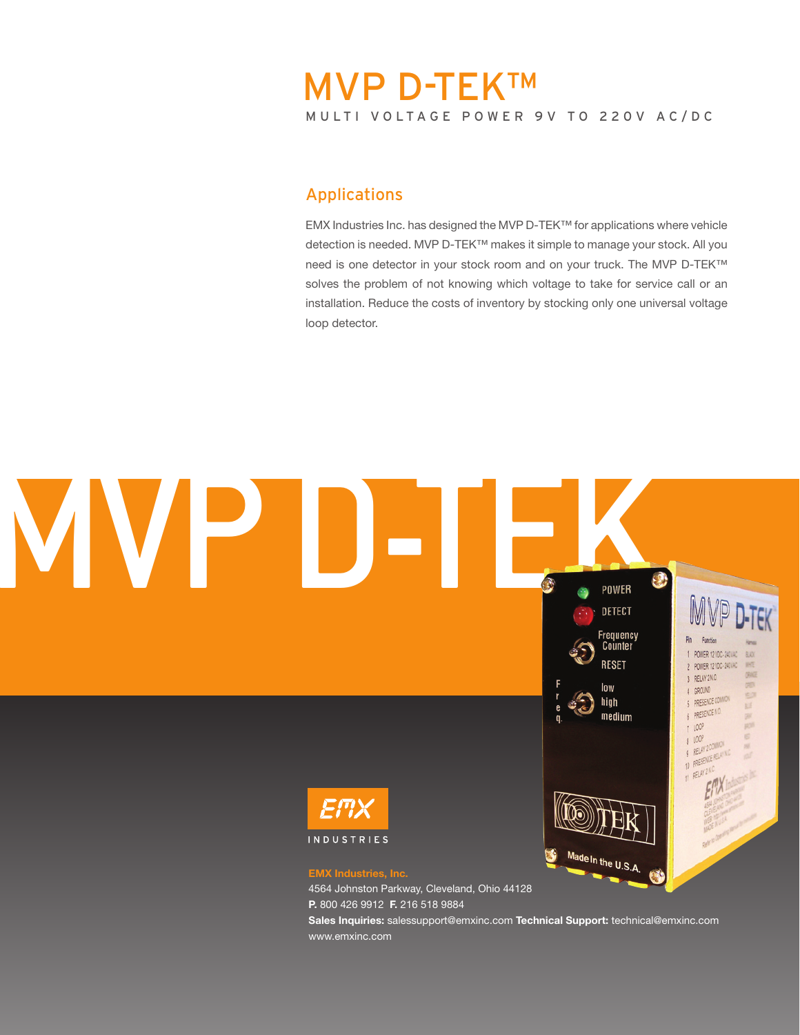# MVP D-TEK™

MULTI VOLTAGE POWER 9V TO 220V AC/DC

## Applications

EMX Industries Inc. has designed the MVP D-TEK™ for applications where vehicle detection is needed. MVP D-TEK™ makes it simple to manage your stock. All you need is one detector in your stock room and on your truck. The MVP D-TEK™ solves the problem of not knowing which voltage to take for service call or an installation. Reduce the costs of inventory by stocking only one universal voltage loop detector.

MVP D-TEK

EMX INDUSTRIES

**EMX Industries, Inc.**
4564 Johnston Parkway, Cleveland, Ohio 44128
**P.** 800 426 9912 **F.** 216 518 9884
**Sales Inquiries:** salessupport@emxinc.com **Technical Support:** technical@emxinc.com
www.emxinc.com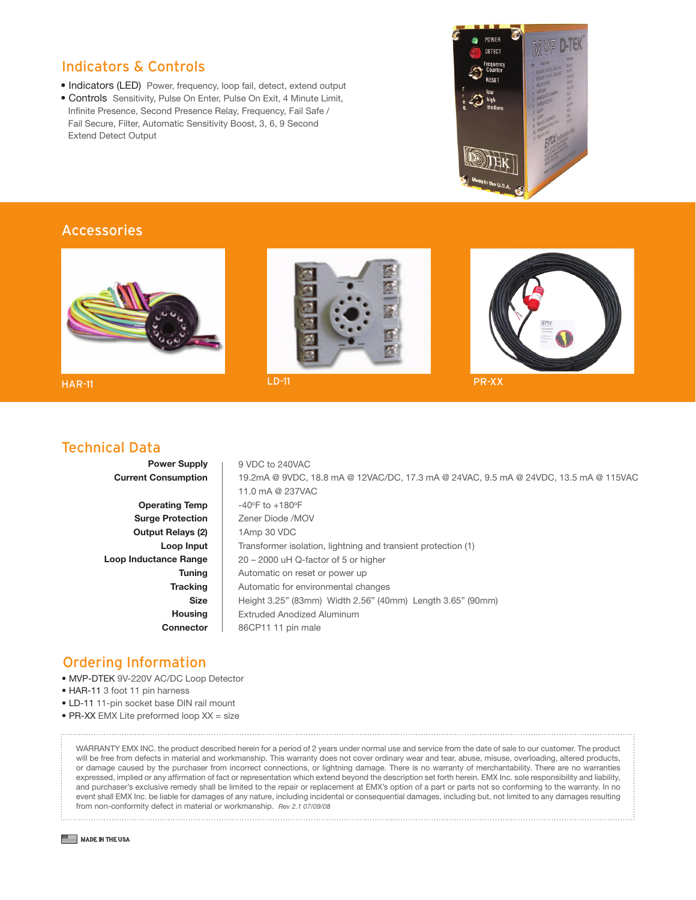## Indicators & Controls

- **Indicators (LED)** Power, frequency, loop fail, detect, extend output
- **Controls** Sensitivity, Pulse On Enter, Pulse On Exit, 4 Minute Limit, Infinite Presence, Second Presence Relay, Frequency, Fail Safe / Fail Secure, Filter, Automatic Sensitivity Boost, 3, 6, 9 Second Extend Detect Output

## Accessories

HAR-11

LD-11

PR-XX

## Technical Data

| | |
|---|---|
| **Power Supply** | 9 VDC to 240VAC |
| **Current Consumption** | 19.2mA @ 9VDC, 18.8 mA @ 12VAC/DC, 17.3 mA @ 24VAC, 9.5 mA @ 24VDC, 13.5 mA @ 115VAC 11.0 mA @ 237VAC |
| **Operating Temp** | -40ºF to +180ºF |
| **Surge Protection** | Zener Diode /MOV |
| **Output Relays (2)** | 1Amp 30 VDC |
| **Loop Input** | Transformer isolation, lightning and transient protection (1) |
| **Loop Inductance Range** | 20 – 2000 uH Q-factor of 5 or higher |
| **Tuning** | Automatic on reset or power up |
| **Tracking** | Automatic for environmental changes |
| **Size** | Height 3.25" (83mm) Width 2.56" (40mm) Length 3.65" (90mm) |
| **Housing** | Extruded Anodized Aluminum |
| **Connector** | 86CP11 11 pin male |

## Ordering Information

- MVP-DTEK 9V-220V AC/DC Loop Detector
- HAR-11 3 foot 11 pin harness
- LD-11 11-pin socket base DIN rail mount
- PR-XX EMX Lite preformed loop XX = size

WARRANTY EMX INC. the product described herein for a period of 2 years under normal use and service from the date of sale to our customer. The product will be free from defects in material and workmanship. This warranty does not cover ordinary wear and tear, abuse, misuse, overloading, altered products, or damage caused by the purchaser from incorrect connections, or lightning damage. There is no warranty of merchantability. There are no warranties expressed, implied or any affirmation of fact or representation which extend beyond the description set forth herein. EMX Inc. sole responsibility and liability, and purchaser's exclusive remedy shall be limited to the repair or replacement at EMX's option of a part or parts not so conforming to the warranty. In no event shall EMX Inc. be liable for damages of any nature, including incidental or consequential damages, including but, not limited to any damages resulting from non-conformity defect in material or workmanship. *Rev 2.1 07/09/08*

MADE IN THE USA